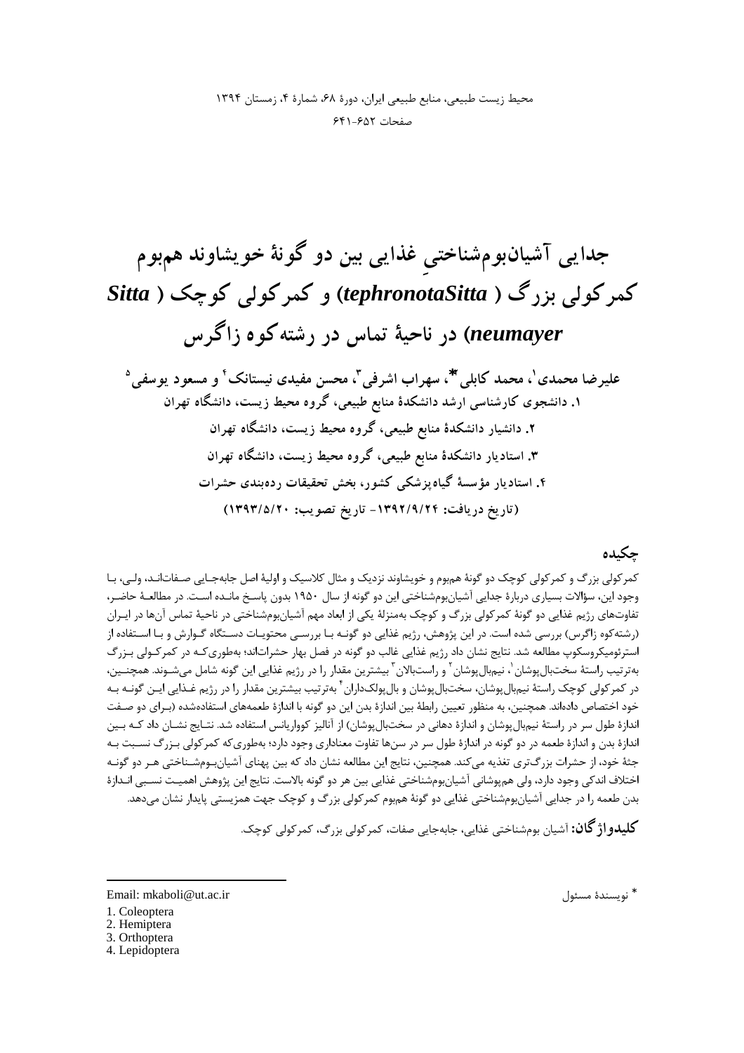# جدایی آشیان‌بوم‌شناختیِ غذایی بین دو گونۀ خویشاوند هم‌بوم کمرکولی بزرگ (*tephronotaSitta*) و کمرکولی کوچک (*Sitta neumayer*) در ناحیۀ تماس در رشته‌کوه زاگرس

**علیرضا محمدی[1]، محمد کابلی[2]*، سهراب اشرفی[3]، محسن مفیدی نیستانک[4] و مسعود یوسفی[5]**

۱. دانشجوی کارشناسی ارشد دانشکدۀ منابع طبیعی، گروه محیط زیست، دانشگاه تهران

۲. دانشیار دانشکدۀ منابع طبیعی، گروه محیط زیست، دانشگاه تهران

۳. استادیار دانشکدۀ منابع طبیعی، گروه محیط زیست، دانشگاه تهران

۴. استادیار مؤسسۀ گیاه‌پزشکی کشور، بخش تحقیقات رده‌بندی حشرات

(تاریخ دریافت: ۱۳۹۲/۹/۲۴- تاریخ تصویب: ۱۳۹۳/۵/۲۰)

## چکیده

کمرکولی بزرگ و کمرکولی کوچک دو گونۀ هم‌بوم و خویشاوند نزدیک و مثال کلاسیک و اولیۀ اصل جابه‌جایی صفات‌اند، ولی، با وجود این، سؤالات بسیاری دربارۀ جدایی آشیان‌بوم‌شناختی این دو گونه از سال ۱۹۵۰ بدون پاسخ مانده است. در مطالعۀ حاضر، تفاوت‌های رژیم غذایی دو گونۀ کمرکولی بزرگ و کوچک به‌منزلۀ یکی از ابعاد مهم آشیان‌بوم‌شناختی در ناحیۀ تماس آن‌ها در ایران (رشته‌کوه زاگرس) بررسی شده است. در این پژوهش، رژیم غذایی دو گونه با بررسی محتویات دستگاه گوارش و با استفاده از استرئومیکروسکوپ مطالعه شد. نتایج نشان داد رژیم غذایی غالب دو گونه در فصل بهار حشرات‌اند؛ به‌طوری‌که در کمرکولی بزرگ به‌ترتیب راستۀ سخت‌بال‌پوشان[1]، نیم‌بال‌پوشان[2] و راست‌بالان[3] بیشترین مقدار را در رژیم غذایی این گونه شامل می‌شوند. همچنین، در کمرکولی کوچک راستۀ نیم‌بال‌پوشان، سخت‌بال‌پوشان و بال‌پولک‌داران[4] به‌ترتیب بیشترین مقدار را در رژیم غذایی این گونه به خود اختصاص داده‌اند. همچنین، به منظور تعیین رابطۀ بین اندازۀ بدن این دو گونه با اندازۀ طعمه‌های استفاده‌شده (برای دو صفت اندازۀ طول سر در راستۀ نیم‌بال‌پوشان و اندازۀ دهانی در سخت‌بال‌پوشان) از آنالیز کوواریانس استفاده شد. نتایج نشان داد که بین اندازۀ بدن و اندازۀ طعمه در دو گونه در اندازۀ طول سر در سن‌ها تفاوت معناداری وجود دارد؛ به‌طوری‌که کمرکولی بزرگ نسبت به جثۀ خود، از حشرات بزرگ‌تری تغذیه می‌کند. همچنین، نتایج این مطالعه نشان داد که بین پهنای آشیان‌بوم‌شناختی هر دو گونه اختلاف اندکی وجود دارد، ولی هم‌پوشانی آشیان‌بوم‌شناختی غذایی بین هر دو گونه بالاست. نتایج این پژوهش اهمیت نسبی اندازۀ بدن طعمه را در جدایی آشیان‌بوم‌شناختی غذایی دو گونۀ هم‌بوم کمرکولی بزرگ و کوچک جهت همزیستی پایدار نشان می‌دهد.

**کلیدواژگان:** آشیان بوم‌شناختی غذایی، جابه‌جایی صفات، کمرکولی بزرگ، کمرکولی کوچک.

---

* نویسندۀ مسئول

Email: mkaboli@ut.ac.ir

1. Coleoptera
2. Hemiptera
3. Orthoptera
4. Lepidoptera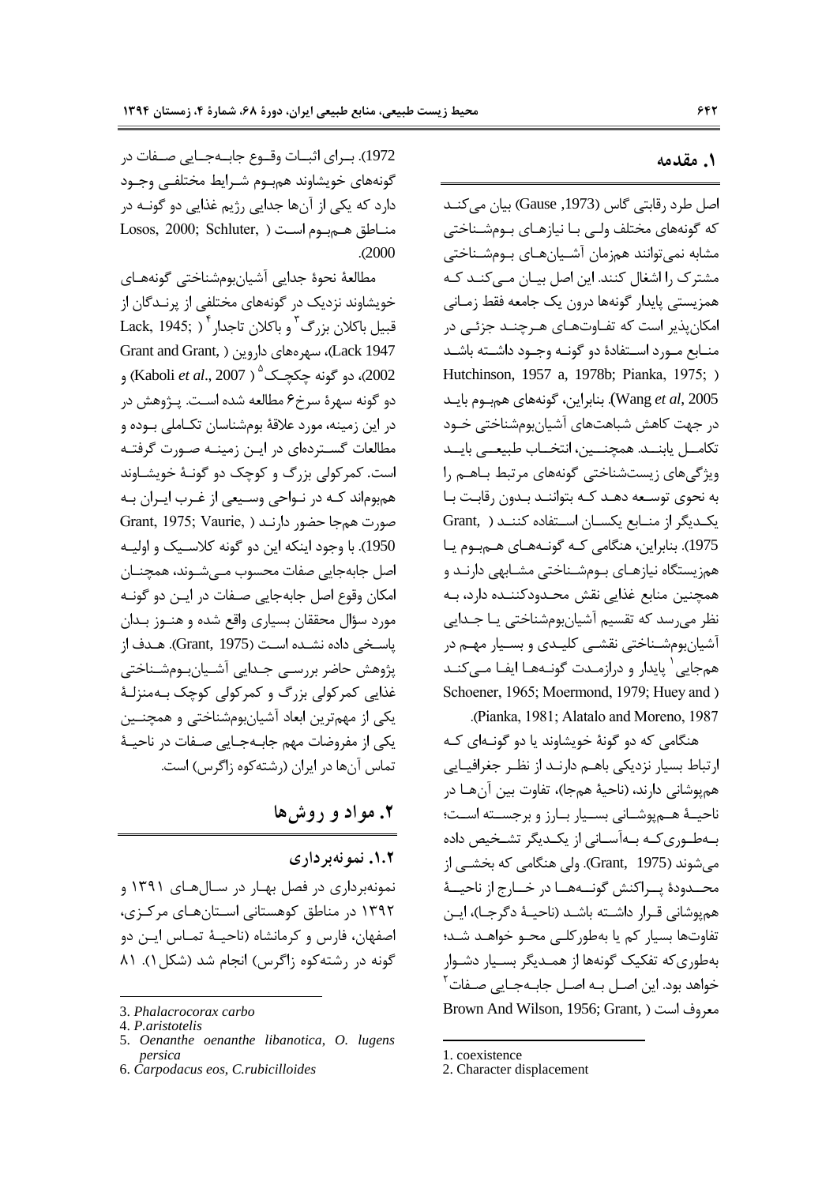## ۱. مقدمه

اصل طرد رقابتی گاس (Gause, 1973) بیان می‌کند که گونه‌های مختلف ولی با نیازهای بوم‌شناختی مشابه نمی‌توانند هم‌زمان آشیان‌های بوم‌شناختی مشترک را اشغال کنند. این اصل بیان می‌کند که همزیستی پایدار گونه‌ها درون یک جامعه فقط زمانی امکان‌پذیر است که تفاوت‌های هرچند جزئی در منابع مورد استفادهٔ دو گونه وجود داشته باشد (Hutchinson, 1957 a, 1978b; Pianka, 1975; Wang *et al*, 2005). بنابراین، گونه‌های هم‌بوم باید در جهت کاهش شباهت‌های آشیان‌بوم‌شناختی خود تکامل یابند. همچنین، انتخاب طبیعی باید ویژگی‌های زیست‌شناختی گونه‌های مرتبط باهم را به نحوی توسعه دهد که بتوانند بدون رقابت با یکدیگر از منابع یکسان استفاده کنند (Grant, 1975). بنابراین، هنگامی که گونه‌های هم‌بوم یا هم‌زیستگاه نیازهای بوم‌شناختی مشابهی دارند و همچنین منابع غذایی نقش محدودکننده دارد، به نظر می‌رسد که تقسیم آشیان‌بوم‌شناختی یا جدایی آشیان‌بوم‌شناختی نقشی کلیدی و بسیار مهم در هم‌جایی[1] پایدار و درازمدت گونه‌ها ایفا می‌کند (Schoener, 1965; Moermond, 1979; Huey and Pianka, 1981; Alatalo and Moreno, 1987).

هنگامی که دو گونهٔ خویشاوند یا دو گونه‌ای که ارتباط بسیار نزدیکی باهم دارند از نظر جغرافیایی هم‌پوشانی دارند، (ناحیهٔ هم‌جا)، تفاوت بین آن‌ها در ناحیهٔ هم‌پوشانی بسیار بارز و برجسته است؛ به‌طوری‌که به‌آسانی از یکدیگر تشخیص داده می‌شوند (Grant, 1975). ولی هنگامی که بخشی از محدودهٔ پراکنش گونه‌ها در خارج از ناحیهٔ هم‌پوشانی قرار داشته باشد (ناحیهٔ دگرجا)، این تفاوت‌ها بسیار کم یا به‌طورکلی محو خواهد شد؛ به‌طوری‌که تفکیک گونه‌ها از همدیگر بسیار دشوار خواهد بود. این اصل به اصل جابه‌جایی صفات[2] معروف است (Brown And Wilson, 1956; Grant, 1972). برای اثبات وقوع جابه‌جایی صفات در گونه‌های خویشاوند هم‌بوم شرایط مختلفی وجود دارد که یکی از آن‌ها جدایی رژیم غذایی دو گونه در مناطق هم‌بوم است (Losos, 2000; Schluter, 2000).

مطالعهٔ نحوهٔ جدایی آشیان‌بوم‌شناختی گونه‌های خویشاوند نزدیک در گونه‌های مختلفی از پرندگان از قبیل باکلان بزرگ[3] و باکلان تاجدار[4] (Lack, 1945; Lack 1947)، سهره‌های داروین (Grant and Grant, 2002)، دو گونه چکچک[5] (Kaboli *et al*., 2007) و دو گونه سهرهٔ سرخ[6] مطالعه شده است. پژوهش در در این زمینه، مورد علاقهٔ بوم‌شناسان تکاملی بوده و مطالعات گسترده‌ای در این زمینه صورت گرفته است. کمرکولی بزرگ و کوچک دو گونهٔ خویشاوند هم‌بوم‌اند که در نواحی وسیعی از غرب ایران به صورت هم‌جا حضور دارند (Grant, 1975; Vaurie, 1950). با وجود اینکه این دو گونه کلاسیک و اولیه اصل جابه‌جایی صفات محسوب می‌شوند، همچنان امکان وقوع اصل جابه‌جایی صفات در این دو گونه مورد سؤال محققان بسیاری واقع شده و هنوز بدان پاسخی داده نشده است (Grant, 1975). هدف از پژوهش حاضر بررسی جدایی آشیان‌بوم‌شناختی غذایی کمرکولی بزرگ و کمرکولی کوچک به‌منزلهٔ یکی از مهم‌ترین ابعاد آشیان‌بوم‌شناختی و همچنین یکی از مفروضات مهم جابه‌جایی صفات در ناحیهٔ تماس آن‌ها در ایران (رشته‌کوه زاگرس) است.

## ۲. مواد و روش‌ها

### ۱.۲. نمونه‌برداری

نمونه‌برداری در فصل بهار در سال‌های ۱۳۹۱ و ۱۳۹۲ در مناطق کوهستانی استان‌های مرکزی، اصفهان، فارس و کرمانشاه (ناحیهٔ تماس این دو گونه در رشته‌کوه زاگرس) انجام شد (شکل ۱). ۸۱

---

1. coexistence
2. Character displacement
3. *Phalacrocorax carbo*
4. *P.aristotelis*
5. *Oenanthe oenanthe libanotica, O. lugens persica*
6. *Carpodacus eos, C.rubicilloides*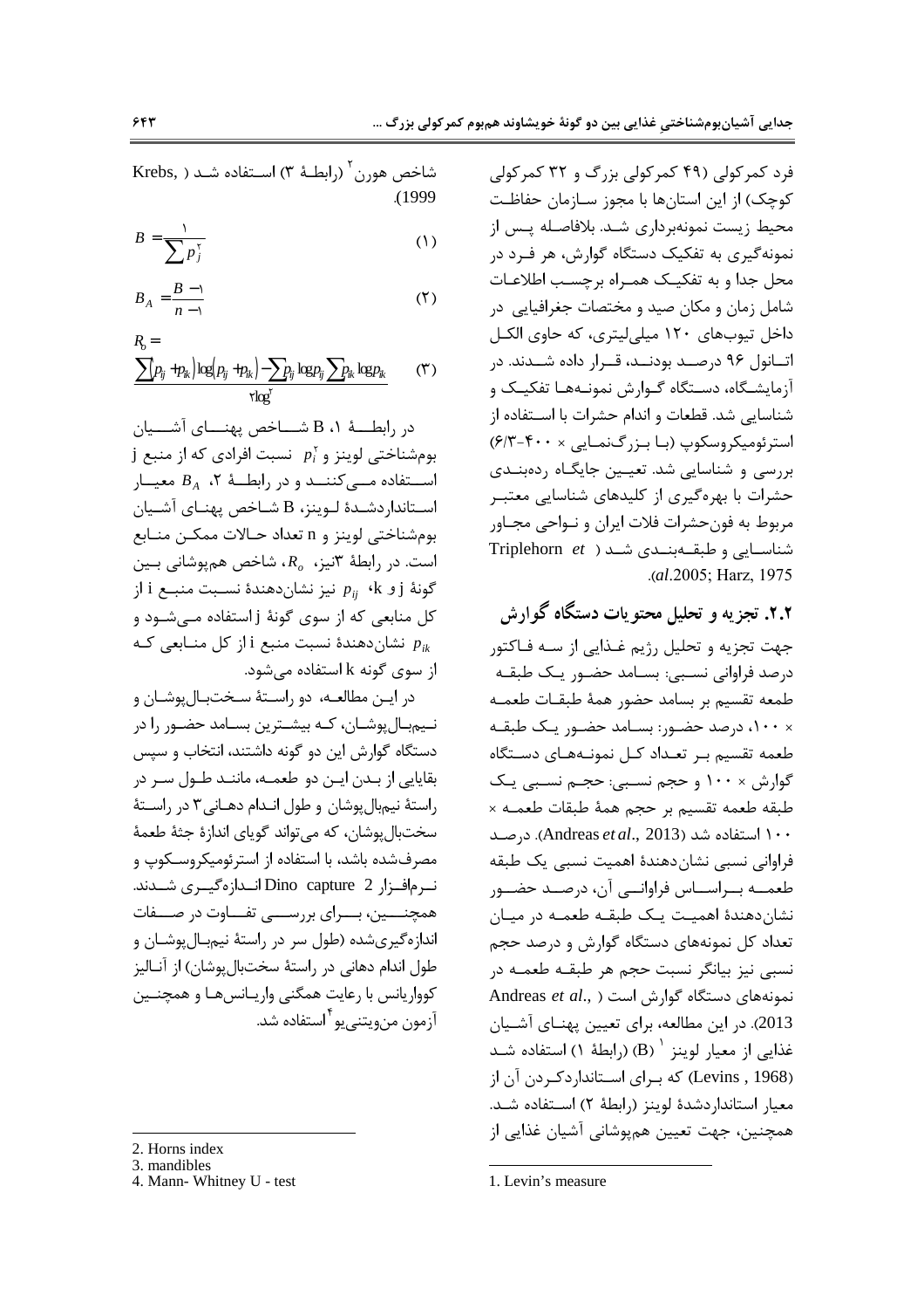فرد کمرکولی (۴۹ کمرکولی بزرگ و ۳۲ کمرکولی کوچک) از این استان‌ها با مجوز سازمان حفاظت محیط زیست نمونه‌برداری شد. بلافاصله پس از نمونه‌گیری به تفکیک دستگاه گوارش، هر فرد در محل جدا و به تفکیک همراه برچسب اطلاعات شامل زمان و مکان صید و مختصات جغرافیایی در داخل تیوب‌های ۱۲۰ میلی‌لیتری، که حاوی الکل اتانول ۹۶ درصد بودند، قرار داده شدند. در آزمایشگاه، دستگاه گوارش نمونه‌ها تفکیک و شناسایی شد. قطعات و اندام حشرات با استفاده از استرئومیکروسکوپ (با بزرگ‌نمایی × ۴۰۰-۶/۳) بررسی و شناسایی شد. تعیین جایگاه رده‌بندی حشرات با بهره‌گیری از کلیدهای شناسایی معتبر مربوط به فون‌حشرات فلات ایران و نواحی مجاور شناسایی و طبقه‌بندی شد (Triplehorn *et al*.2005; Harz, 1975).

## ۲.۲. تجزیه و تحلیل محتویات دستگاه گوارش

جهت تجزیه و تحلیل رژیم غذایی از سه فاکتور درصد فراوانی نسبی: بسامد حضور یک طبقه طعمه تقسیم بر بسامد حضور همهٔ طبقات طعمه × ۱۰۰، درصد حضور: بسامد حضور یک طبقه طعمه تقسیم بر تعداد کل نمونه‌های دستگاه گوارش × ۱۰۰ و حجم نسبی: حجم نسبی یک طبقه طعمه تقسیم بر حجم همهٔ طبقات طعمه × ۱۰۰ استفاده شد (Andreas *et al*., 2013). درصد فراوانی نسبی نشان‌دهندهٔ اهمیت نسبی یک طبقه طعمه براساس فراوانی آن، درصد حضور نشان‌دهندهٔ اهمیت یک طبقه طعمه در میان تعداد کل نمونه‌های دستگاه گوارش و درصد حجم نسبی نیز بیانگر نسبت حجم هر طبقه طعمه در نمونه‌های دستگاه گوارش است (Andreas *et al*., 2013). در این مطالعه، برای تعیین پهنای آشیان غذایی از معیار لوینز [1] (B) (رابطهٔ ۱) استفاده شد (Levins , 1968) که برای استانداردکردن آن از معیار استانداردشدهٔ لوینز (رابطهٔ ۲) استفاده شد. همچنین، جهت تعیین هم‌پوشانی آشیان غذایی از شاخص هورن [2] (رابطهٔ ۳) استفاده شد (Krebs, 1999).

$$B = \frac{1}{\sum p_j^2} \quad (1)$$

$$B_A = \frac{B-1}{n-1} \quad (2)$$

$$R_o = \frac{\sum (p_{ij}+p_{ik})\log(p_{ij}+p_{ik}) - \sum p_{ij}\log p_{ij} \sum p_{ik}\log p_{ik}}{2\log 2} \quad (3)$$

در رابطهٔ ۱، B شاخص پهنای آشیان بوم‌شناختی لوینز و $p_i^2$ نسبت افرادی که از منبع j استفاده می‌کنند و در رابطهٔ ۲، $B_A$ معیار استانداردشدهٔ لوینز، B شاخص پهنای آشیان بوم‌شناختی لوینز و n تعداد حالات ممکن منابع است. در رابطهٔ ۳نیز، $R_o$، شاخص هم‌پوشانی بین گونهٔ j و k، $p_{ij}$ نیز نشان‌دهندهٔ نسبت منبع i از کل منابعی که از سوی گونهٔ j استفاده می‌شود و $p_{ik}$ نشان‌دهندهٔ نسبت منبع i از کل منابعی که از سوی گونه k استفاده می‌شود.

در این مطالعه، دو راستهٔ سخت‌بال‌پوشان و نیم‌بال‌پوشان، که بیشترین بسامد حضور را در دستگاه گوارش این دو گونه داشتند، انتخاب و سپس بقایایی از بدن این دو طعمه، مانند طول سر در راستهٔ نیم‌بال‌پوشان و طول اندام دهانی [3] در راستهٔ سخت‌بال‌پوشان، که می‌تواند گویای اندازهٔ جثهٔ طعمهٔ مصرف‌شده باشد، با استفاده از استرئومیکروسکوپ و نرم‌افزار Dino capture 2 اندازه‌گیری شدند. همچنین، برای بررسی تفاوت در صفات اندازه‌گیری‌شده (طول سر در راستهٔ نیم‌بال‌پوشان و طول اندام دهانی در راستهٔ سخت‌بال‌پوشان) از آنالیز کوواریانس با رعایت همگنی واریانس‌ها و همچنین آزمون من‌ویتنی‌یو [4] استفاده شد.

---

1. Levin's measure

2. Horns index

3. mandibles

4. Mann- Whitney U - test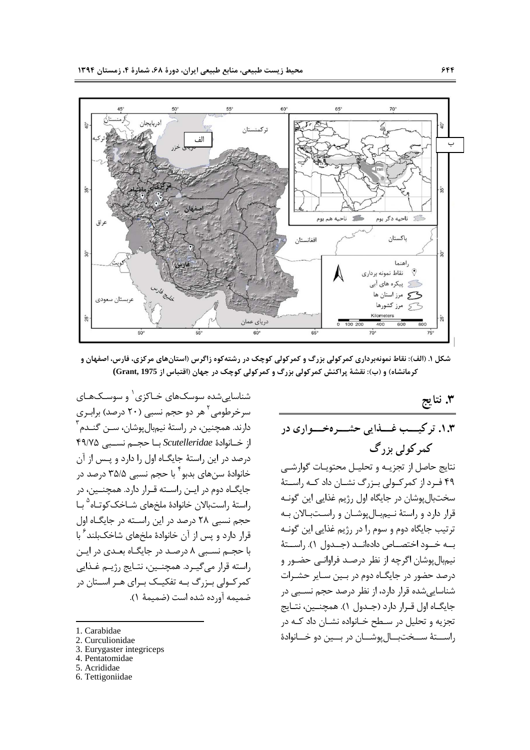شکل ۱. (الف): نقاط نمونه‌برداری کمرکولی بزرگ و کمرکولی کوچک در رشته‌کوه زاگرس (استان‌های مرکزی، فارس، اصفهان و کرمانشاه) و (ب): نقشهٔ پراکنش کمرکولی بزرگ و کمرکولی کوچک در جهان (اقتباس از Grant, 1975)

## ۳. نتایج

### ۱.۳. ترکیب غذایی حشره‌خواری در کمرکولی بزرگ

نتایج حاصل از تجزیه و تحلیل محتویات گوارشی ۴۹ فرد از کمرکولی بزرگ نشان داد که راستهٔ سخت‌بال‌پوشان در جایگاه اول رژیم غذایی این گونه قرار دارد و راستهٔ نیم‌بال‌پوشان و راست‌بالان به ترتیب جایگاه دوم و سوم را در رژیم غذایی این گونه به خود اختصاص داده‌اند (جدول ۱). راستهٔ نیم‌بال‌پوشان اگرچه از نظر درصد فراوانی حضور و درصد حضور در جایگاه دوم در بین سایر حشرات شناسایی‌شده قرار دارد، از نظر درصد حجم نسبی در جایگاه اول قرار دارد (جدول ۱). همچنین، نتایج تجزیه و تحلیل در سطح خانواده نشان داد که در راستهٔ سخت‌بال‌پوشان در بین دو خانوادهٔ شناسایی‌شده سوسک‌های خاکزی[1] و سوسک‌های سرخرطومی[2] هر دو حجم نسبی (۲۰ درصد) برابری دارند. همچنین، در راستهٔ نیم‌بال‌پوشان، سن گندم[3] از خانوادهٔ *Scutelleridae* با حجم نسبی ۴۹/۷۵ درصد در این راستهٔ جایگاه اول را دارد و پس از آن خانوادهٔ سن‌های بدبو[4] با حجم نسبی ۳۵/۵ درصد در جایگاه دوم در این راسته قرار دارد. همچنین، در راستهٔ راست‌بالان خانوادهٔ ملخ‌های شاخک‌کوتاه[5] با حجم نسبی ۲۸ درصد در این راسته در جایگاه اول قرار دارد و پس از آن خانوادهٔ ملخ‌های شاخک‌بلند[6] با با حجم نسبی ۸ درصد در جایگاه بعدی در این راسته قرار می‌گیرد. همچنین، نتایج رژیم غذایی کمرکولی بزرگ به تفکیک برای هر استان در ضمیمه آورده شده است (ضمیمهٔ ۱).

1. Carabidae
2. Curculionidae
3. Eurygaster integriceps
4. Pentatomidae
5. Acrididae
6. Tettigoniidae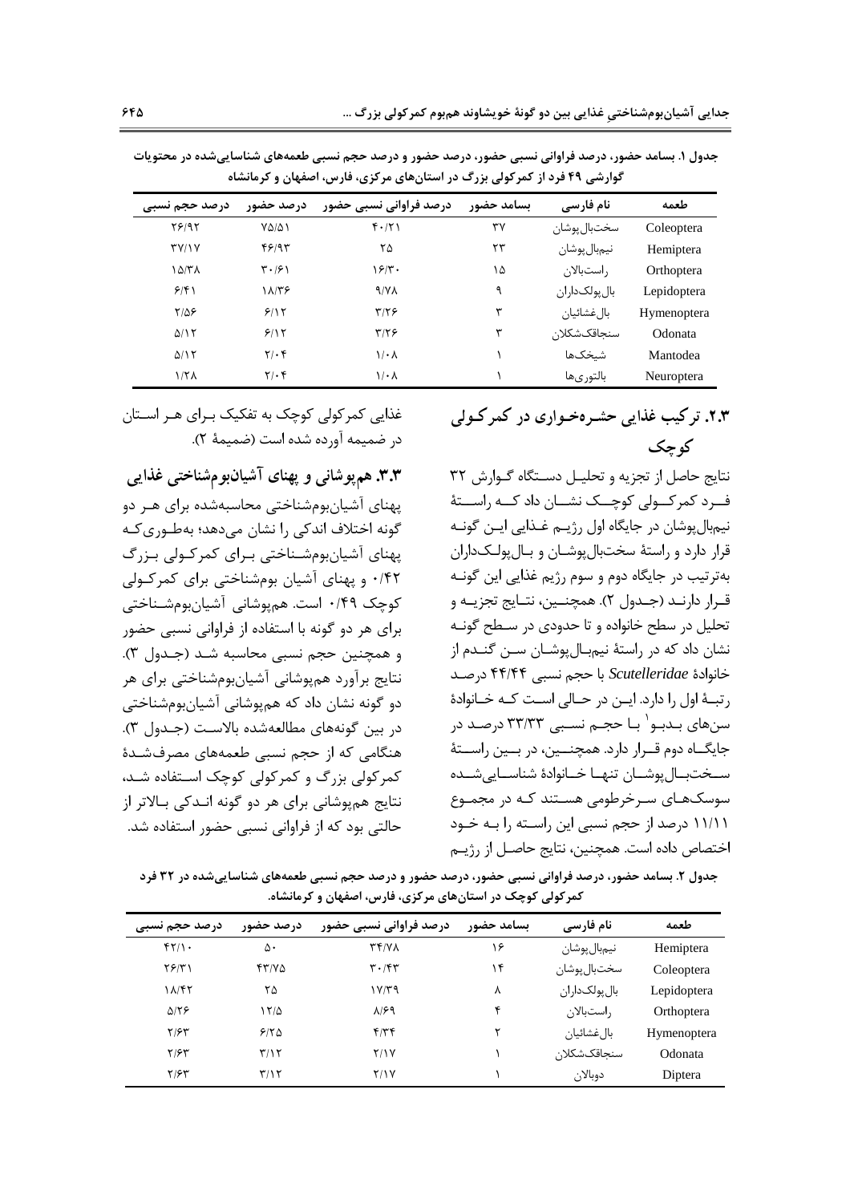جدول ۱. بسامد حضور، درصد فراوانی نسبی حضور، درصد حضور و درصد حجم نسبی طعمه‌های شناسایی‌شده در محتویات گوارشی ۴۹ فرد از کمرکولی بزرگ در استان‌های مرکزی، فارس، اصفهان و کرمانشاه

| طعمه | نام فارسی | بسامد حضور | درصد فراوانی نسبی حضور | درصد حضور | درصد حجم نسبی |
|---|---|---|---|---|---|
| Coleoptera | سخت‌بال‌پوشان | ۳۷ | ۴۰/۲۱ | ۷۵/۵۱ | ۲۶/۹۲ |
| Hemiptera | نیم‌بال‌پوشان | ۲۳ | ۲۵ | ۴۶/۹۳ | ۳۷/۱۷ |
| Orthoptera | راست‌بالان | ۱۵ | ۱۶/۳۰ | ۳۰/۶۱ | ۱۵/۳۸ |
| Lepidoptera | بال‌پولک‌داران | ۹ | ۹/۷۸ | ۱۸/۳۶ | ۶/۴۱ |
| Hymenoptera | بال‌غشائیان | ۳ | ۳/۲۶ | ۶/۱۲ | ۲/۵۶ |
| Odonata | سنجاقک‌شکلان | ۳ | ۳/۲۶ | ۶/۱۲ | ۵/۱۲ |
| Mantodea | شیخک‌ها | ۱ | ۱/۰۸ | ۲/۰۴ | ۵/۱۲ |
| Neuroptera | بالتوری‌ها | ۱ | ۱/۰۸ | ۲/۰۴ | ۱/۲۸ |

## ۲.۳. ترکیب غذایی حشره‌خواری در کمرکولی کوچک

نتایج حاصل از تجزیه و تحلیل دستگاه گوارش ۳۲ فرد کمرکولی کوچک نشان داد که راستهٔ نیم‌بال‌پوشان در جایگاه اول رژیم غذایی این گونه قرار دارد و راستهٔ سخت‌بال‌پوشان و بال‌پولک‌داران به‌ترتیب در جایگاه دوم و سوم رژیم غذایی این گونه قرار دارند (جدول ۲). همچنین، نتایج تجزیه و تحلیل در سطح خانواده و تا حدودی در سطح گونه نشان داد که در راستهٔ نیم‌بال‌پوشان سن گندم از خانوادهٔ *Scutelleridae* با حجم نسبی ۴۴/۴۴ درصد رتبهٔ اول را دارد. این در حالی است که خانوادهٔ سن‌های بدبو[1] با حجم نسبی ۳۳/۳۳ درصد در جایگاه دوم قرار دارد. همچنین، در بین راستهٔ سخت‌بال‌پوشان تنها خانوادهٔ شناسایی‌شده سوسک‌های سرخرطومی هستند که در مجموع ۱۱/۱۱ درصد از حجم نسبی این راسته را به خود اختصاص داده است. همچنین، نتایج حاصل از رژیم غذایی کمرکولی کوچک به تفکیک برای هر استان در ضمیمه آورده شده است (ضمیمهٔ ۲).

## ۳.۳. هم‌پوشانی و پهنای آشیان‌بوم‌شناختی غذایی

پهنای آشیان‌بوم‌شناختی محاسبه‌شده برای هر دو گونه اختلاف اندکی را نشان می‌دهد؛ به‌طوری‌که پهنای آشیان‌بوم‌شناختی برای کمرکولی بزرگ ۰/۴۲ و پهنای آشیان بوم‌شناختی برای کمرکولی کوچک ۰/۴۹ است. هم‌پوشانی آشیان‌بوم‌شناختی برای هر دو گونه با استفاده از فراوانی نسبی حضور و همچنین حجم نسبی محاسبه شد (جدول ۳). نتایج برآورد هم‌پوشانی آشیان‌بوم‌شناختی برای هر دو گونه نشان داد که هم‌پوشانی آشیان‌بوم‌شناختی در بین گونه‌های مطالعه‌شده بالاست (جدول ۳). هنگامی که از حجم نسبی طعمه‌های مصرف‌شدهٔ کمرکولی بزرگ و کمرکولی کوچک استفاده شد، نتایج هم‌پوشانی برای هر دو گونه اندکی بالاتر از حالتی بود که از فراوانی نسبی حضور استفاده شد.

جدول ۲. بسامد حضور، درصد فراوانی نسبی حضور، درصد حضور و درصد حجم نسبی طعمه‌های شناسایی‌شده در ۳۲ فرد کمرکولی کوچک در استان‌های مرکزی، فارس، اصفهان و کرمانشاه.

| طعمه | نام فارسی | بسامد حضور | درصد فراوانی نسبی حضور | درصد حضور | درصد حجم نسبی |
|---|---|---|---|---|---|
| Hemiptera | نیم‌بال‌پوشان | ۱۶ | ۳۴/۷۸ | ۵۰ | ۴۲/۱۰ |
| Coleoptera | سخت‌بال‌پوشان | ۱۴ | ۳۰/۴۳ | ۴۳/۷۵ | ۲۶/۳۱ |
| Lepidoptera | بال‌پولک‌داران | ۸ | ۱۷/۳۹ | ۲۵ | ۱۸/۴۲ |
| Orthoptera | راست‌بالان | ۴ | ۸/۶۹ | ۱۲/۵ | ۵/۲۶ |
| Hymenoptera | بال‌غشائیان | ۲ | ۴/۳۴ | ۶/۲۵ | ۲/۶۳ |
| Odonata | سنجاقک‌شکلان | ۱ | ۲/۱۷ | ۳/۱۲ | ۲/۶۳ |
| Diptera | دوبالان | ۱ | ۲/۱۷ | ۳/۱۲ | ۲/۶۳ |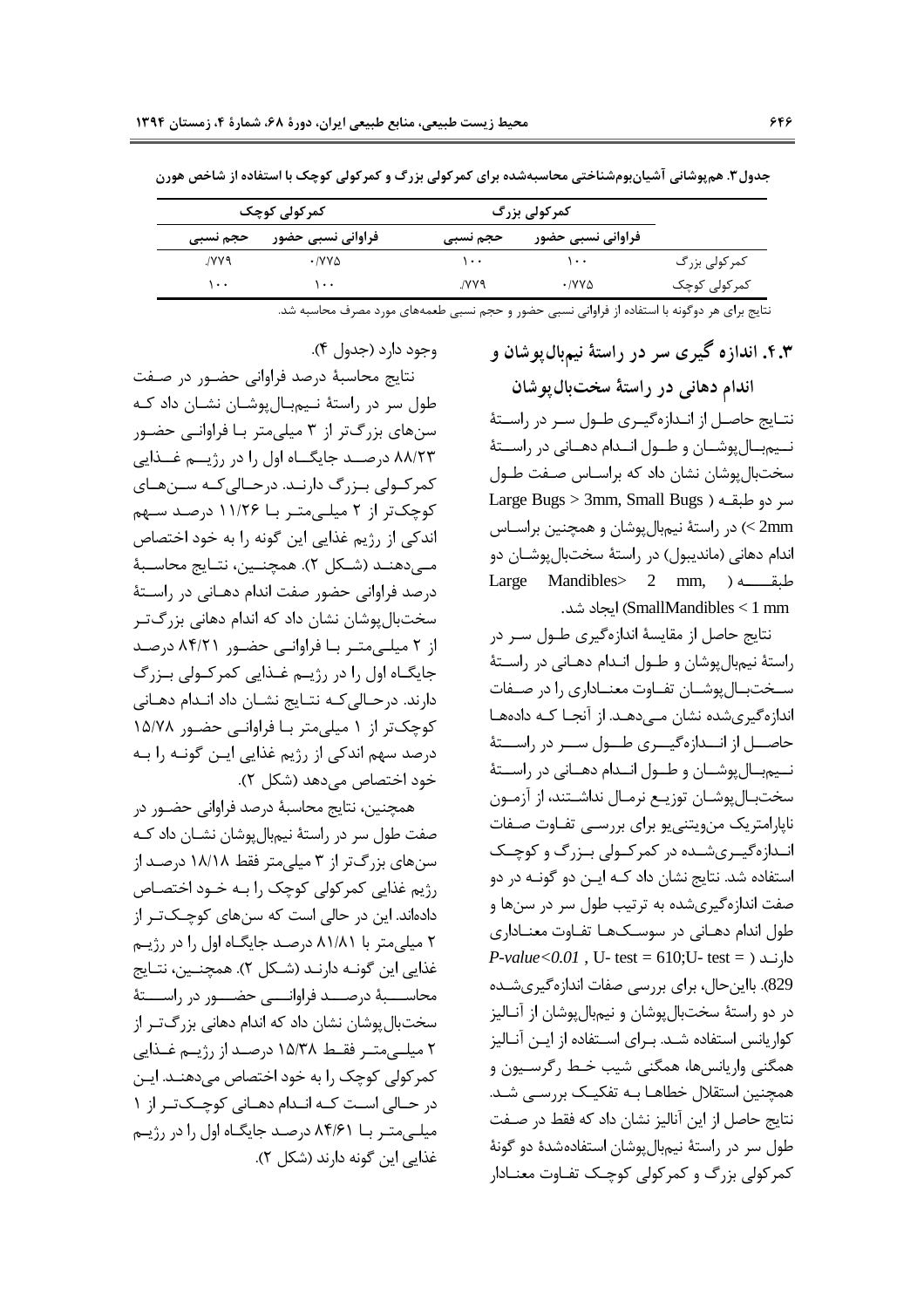جدول ۳. هم‌پوشانی آشیان‌بوم‌شناختی محاسبه‌شده برای کمرکولی بزرگ و کمرکولی کوچک با استفاده از شاخص هورن

| | کمرکولی بزرگ | | کمرکولی کوچک | |
|---|---|---|---|---|
| | فراوانی نسبی حضور | حجم نسبی | فراوانی نسبی حضور | حجم نسبی |
| کمرکولی بزرگ | ۱۰۰ | ۱۰۰ | ۰/۷۷۵ | /۷۷۹ |
| کمرکولی کوچک | ۰/۷۷۵ | /۷۷۹ | ۱۰۰ | ۱۰۰ |

نتایج برای هر دوگونه با استفاده از فراوانی نسبی حضور و حجم نسبی طعمه‌های مورد مصرف محاسبه شد.

## ۴.۳. اندازه گیری سر در راستهٔ نیم‌بال‌پوشان و اندام دهانی در راستهٔ سخت‌بال‌پوشان

نتایج حاصل از اندازه‌گیری طول سر در راستهٔ نیم‌بال‌پوشان و طول اندام دهانی در راستهٔ سخت‌بال‌پوشان نشان داد که براساس صفت طول سر دو طبقه (Large Bugs > 3mm, Small Bugs < 2mm) در راستهٔ نیم‌بال‌پوشان و همچنین براساس اندام دهانی (ماندیبول) در راستهٔ سخت‌بال‌پوشان دو طبقه (Large Mandibles> 2 mm, SmallMandibles < 1 mm) ایجاد شد.

نتایج حاصل از مقایسهٔ اندازه‌گیری طول سر در راستهٔ نیم‌بال‌پوشان و طول اندام دهانی در راستهٔ سخت‌بال‌پوشان تفاوت معناداری را در صفات اندازه‌گیری‌شده نشان می‌دهد. از آنجا که داده‌ها حاصل از اندازه‌گیری طول سر در راستهٔ نیم‌بال‌پوشان و طول اندام دهانی در راستهٔ سخت‌بال‌پوشان توزیع نرمال نداشتند، از آزمون ناپارامتریک من‌ویتنی‌یو برای بررسی تفاوت صفات اندازه‌گیری‌شده در کمرکولی بزرگ و کوچک استفاده شد. نتایج نشان داد که این دو گونه در دو صفت اندازه‌گیری‌شده به ترتیب طول سر در سن‌ها و طول اندام دهانی در سوسک‌ها تفاوت معناداری دارند ( $P\text{-value}<0.01$ , U- test = 610;U- test = 829). بااین‌حال، برای بررسی صفات اندازه‌گیری‌شده در دو راستهٔ سخت‌بال‌پوشان و نیم‌بال‌پوشان از آنالیز کواریانس استفاده شد. برای استفاده از این آنالیز همگنی واریانس‌ها، همگنی شیب خط رگرسیون و همچنین استقلال خطاها به تفکیک بررسی شد. نتایج حاصل از این آنالیز نشان داد که فقط در صفت طول سر در راستهٔ نیم‌بال‌پوشان استفاده‌شدهٔ دو گونهٔ کمرکولی بزرگ و کمرکولی کوچک تفاوت معنادار وجود دارد (جدول ۴).

نتایج محاسبهٔ درصد فراوانی حضور در صفت طول سر در راستهٔ نیم‌بال‌پوشان نشان داد که سن‌های بزرگ‌تر از ۳ میلی‌متر با فراوانی حضور ۸۸/۲۳ درصد جایگاه اول را در رژیم غذایی کمرکولی بزرگ دارند. درحالی‌که سن‌های کوچک‌تر از ۲ میلی‌متر با ۱۱/۲۶ درصد سهم اندکی از رژیم غذایی این گونه را به خود اختصاص می‌دهند (شکل ۲). همچنین، نتایج محاسبهٔ درصد فراوانی حضور صفت اندام دهانی در راستهٔ سخت‌بال‌پوشان نشان داد که اندام دهانی بزرگ‌تر از ۲ میلی‌متر با فراوانی حضور ۸۴/۲۱ درصد جایگاه اول را در رژیم غذایی کمرکولی بزرگ دارند. درحالی‌که نتایج نشان داد اندام دهانی کوچک‌تر از ۱ میلی‌متر با فراوانی حضور ۱۵/۷۸ درصد سهم اندکی از رژیم غذایی این گونه را به خود اختصاص می‌دهد (شکل ۲).

همچنین، نتایج محاسبهٔ درصد فراوانی حضور در صفت طول سر در راستهٔ نیم‌بال‌پوشان نشان داد که سن‌های بزرگ‌تر از ۳ میلی‌متر فقط ۱۸/۱۸ درصد از رژیم غذایی کمرکولی کوچک را به خود اختصاص داده‌اند. این در حالی است که سن‌های کوچک‌تر از ۲ میلی‌متر با ۸۱/۸۱ درصد جایگاه اول را در رژیم غذایی این گونه دارند (شکل ۲). همچنین، نتایج محاسبهٔ درصد فراوانی حضور در راستهٔ سخت‌بال‌پوشان نشان داد که اندام دهانی بزرگ‌تر از ۲ میلی‌متر فقط ۱۵/۳۸ درصد از رژیم غذایی کمرکولی کوچک را به خود اختصاص می‌دهند. این در حالی است که اندام دهانی کوچک‌تر از ۱ میلی‌متر با ۸۴/۶۱ درصد جایگاه اول را در رژیم غذایی این گونه دارند (شکل ۲).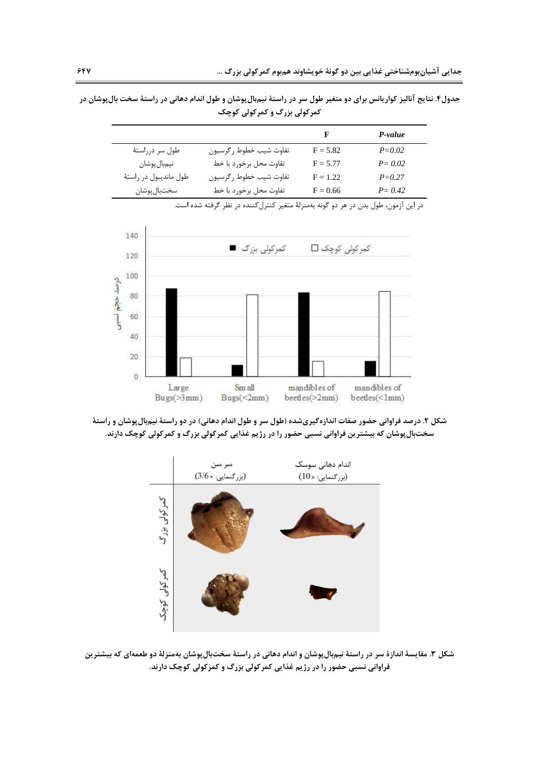**جدول۴. نتایج آنالیز کواریانس برای دو متغیر طول سر در راستهٔ نیم‌بال‌پوشان و طول اندام دهانی در راستهٔ سخت بال‌پوشان در کمرکولی بزرگ و کمرکولی کوچک**

| | | F | *P-value* |
|---|---|---|---|
| طول سر درراستهٔ نیم‌بال‌پوشان | تفاوت شیب خطوط رگرسیون | F = 5.82 | *P=0.02* |
| | تفاوت محل برخورد با خط | F = 5.77 | *P= 0.02* |
| طول ماندیبول در راستهٔ سخت‌بال‌پوشان | تفاوت شیب خطوط رگرسیون | F = 1.22 | *P=0.27* |
| | تفاوت محل برخورد با خط | F = 0.66 | *P= 0.42* |

در این آزمون، طول بدن در هر دو گونه به‌منزلهٔ متغیر کنترل‌کننده در نظر گرفته شده است.

**شکل ۲. درصد فراوانی حضور صفات اندازه‌گیری‌شده (طول سر و طول اندام دهانی) در دو راستهٔ نیم‌بال‌پوشان و راستهٔ سخت‌بال‌پوشان که بیشترین فراوانی نسبی حضور را در رژیم غذایی کمرکولی بزرگ و کمرکولی کوچک دارند.**

**شکل ۳. مقایسهٔ اندازهٔ سر در راستهٔ نیم‌بال‌پوشان و اندام دهانی در راستهٔ سخت‌بال‌پوشان به‌منزلهٔ دو طعمه‌ای که بیشترین فراوانی نسبی حضور را در رژیم غذایی کمرکولی بزرگ و کمرکولی کوچک دارند.**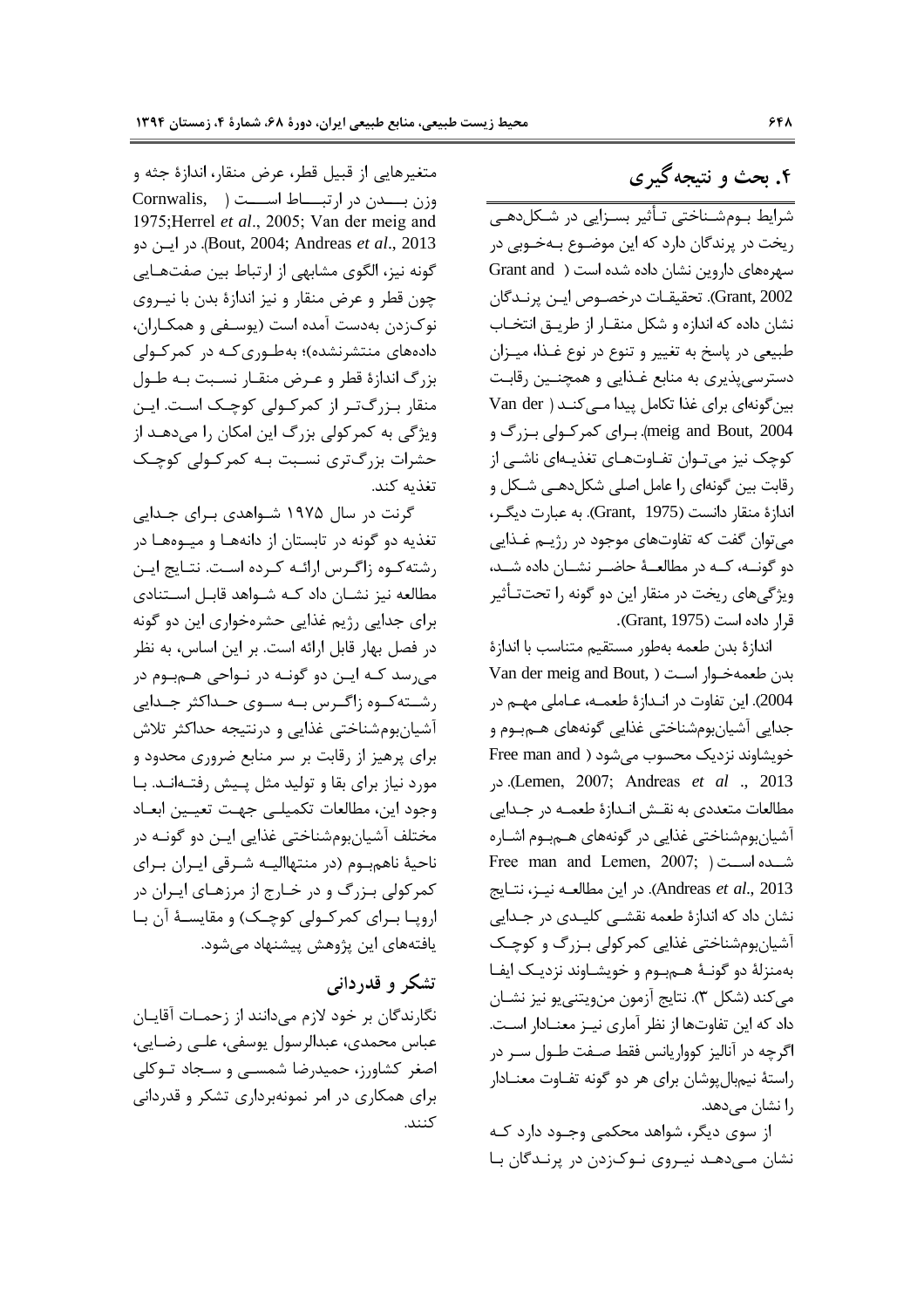## ۴. بحث و نتیجه‌گیری

شرایط بوم‌شناختی تأثیر بسزایی در شکل‌دهی ریخت در پرندگان دارد که این موضوع به‌خوبی در سهره‌های داروین نشان داده شده است (Grant and Grant, 2002). تحقیقات درخصوص این پرندگان نشان داده که اندازه و شکل منقار از طریق انتخاب طبیعی در پاسخ به تغییر و تنوع در نوع غذا، میزان دسترسی‌پذیری به منابع غذایی و همچنین رقابت بین‌گونه‌ای برای غذا تکامل پیدا می‌کند (Van der meig and Bout, 2004). برای کمرکولی بزرگ و کوچک نیز می‌توان تفاوت‌های تغذیه‌ای ناشی از رقابت بین گونه‌ای را عامل اصلی شکل‌دهی شکل و اندازهٔ منقار دانست (Grant, 1975). به عبارت دیگر، می‌توان گفت که تفاوت‌های موجود در رژیم غذایی دو گونه، که در مطالعهٔ حاضر نشان داده شد، ویژگی‌های ریخت در منقار این دو گونه را تحت‌تأثیر قرار داده است (Grant, 1975).

اندازهٔ بدن طعمه به‌طور مستقیم متناسب با اندازهٔ بدن طعمه‌خوار است (Van der meig and Bout, 2004). این تفاوت در اندازهٔ طعمه، عاملی مهم در جدایی آشیان‌بوم‌شناختی غذایی گونه‌های هم‌بوم و خویشاوند نزدیک محسوب می‌شود (Free man and Lemen, 2007; Andreas *et al* ., 2013). در مطالعات متعددی به نقش اندازهٔ طعمه در جدایی آشیان‌بوم‌شناختی غذایی در گونه‌های هم‌بوم اشاره شده است (Free man and Lemen, 2007; Andreas *et al*., 2013). در این مطالعه نیز، نتایج نشان داد که اندازهٔ طعمه نقشی کلیدی در جدایی آشیان‌بوم‌شناختی غذایی کمرکولی بزرگ و کوچک به‌منزلهٔ دو گونهٔ هم‌بوم و خویشاوند نزدیک ایفا می‌کند (شکل ۳). نتایج آزمون من‌ویتنی‌یو نیز نشان داد که این تفاوت‌ها از نظر آماری نیز معنادار است. اگرچه در آنالیز کوواریانس فقط صفت طول سر در راستهٔ نیم‌بال‌پوشان برای هر دو گونه تفاوت معنادار را نشان می‌دهد.

از سوی دیگر، شواهد محکمی وجود دارد که نشان می‌دهد نیروی نوک‌زدن در پرندگان با متغیرهایی از قبیل قطر، عرض منقار، اندازهٔ جثه و وزن بدن در ارتباط است (Cornwalis, 1975;Herrel *et al*., 2005; Van der meig and Bout, 2004; Andreas *et al*., 2013). در این دو گونه نیز، الگوی مشابهی از ارتباط بین صفت‌هایی چون قطر و عرض منقار و نیز اندازهٔ بدن با نیروی نوک‌زدن به‌دست آمده است (یوسفی و همکاران، داده‌های منتشرنشده)؛ به‌طوری‌که در کمرکولی بزرگ اندازهٔ قطر و عرض منقار نسبت به طول منقار بزرگ‌تر از کمرکولی کوچک است. این ویژگی به کمرکولی بزرگ این امکان را می‌دهد از حشرات بزرگ‌تری نسبت به کمرکولی کوچک تغذیه کند.

گرنت در سال ۱۹۷۵ شواهدی برای جدایی تغذیه دو گونه در تابستان از دانه‌ها و میوه‌ها در رشته‌کوه زاگرس ارائه کرده است. نتایج این مطالعه نیز نشان داد که شواهد قابل استنادی برای جدایی رژیم غذایی حشره‌خواری این دو گونه در فصل بهار قابل ارائه است. بر این اساس، به نظر می‌رسد که این دو گونه در نواحی هم‌بوم در رشته‌کوه زاگرس به سوی حداکثر جدایی آشیان‌بوم‌شناختی غذایی و درنتیجه حداکثر تلاش برای پرهیز از رقابت بر سر منابع ضروری محدود و مورد نیاز برای بقا و تولید مثل پیش رفته‌اند. با وجود این، مطالعات تکمیلی جهت تعیین ابعاد مختلف آشیان‌بوم‌شناختی غذایی این دو گونه در ناحیهٔ ناهم‌بوم (در منتهاالیه شرقی ایران برای کمرکولی بزرگ و در خارج از مرزهای ایران در اروپا برای کمرکولی کوچک) و مقایسهٔ آن با یافته‌های این پژوهش پیشنهاد می‌شود.

### تشکر و قدردانی

نگارندگان بر خود لازم می‌دانند از زحمات آقایان عباس محمدی، عبدالرسول یوسفی، علی رضایی، اصغر کشاورز، حمیدرضا شمسی و سجاد توکلی برای همکاری در امر نمونه‌برداری تشکر و قدردانی کنند.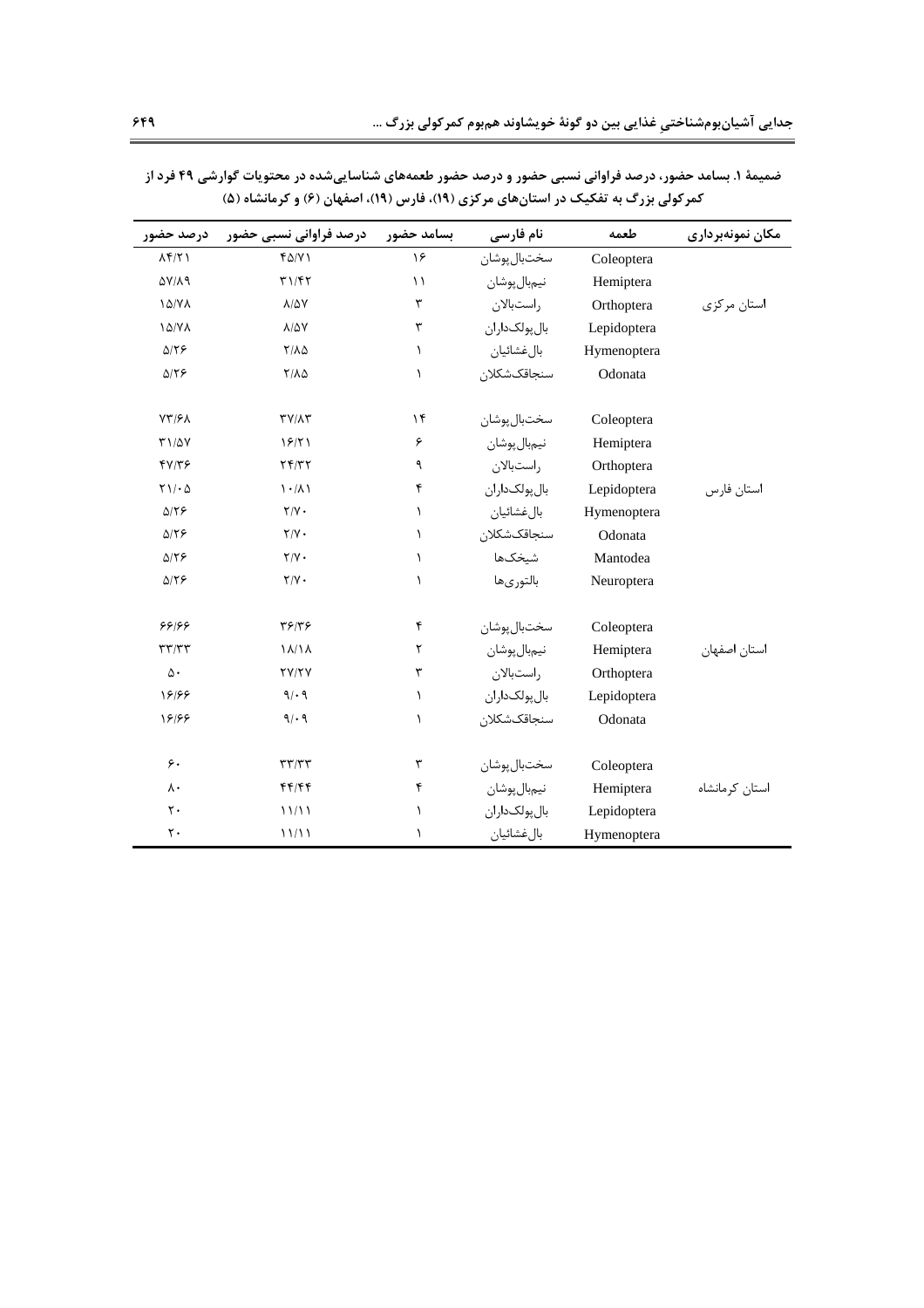**ضمیمهٔ ۱. بسامد حضور، درصد فراوانی نسبی حضور و درصد حضور طعمه‌های شناسایی‌شده در محتویات گوارشی ۴۹ فرد از کمرکولی بزرگ به تفکیک در استان‌های مرکزی (۱۹)، فارس (۱۹)، اصفهان (۶) و کرمانشاه (۵)**

| مکان نمونه‌برداری | طعمه | نام فارسی | بسامد حضور | درصد فراوانی نسبی حضور | درصد حضور |
|---|---|---|---|---|---|
| استان مرکزی | Coleoptera | سخت‌بال‌پوشان | ۱۶ | ۴۵/۷۱ | ۸۴/۲۱ |
| | Hemiptera | نیم‌بال‌پوشان | ۱۱ | ۳۱/۴۲ | ۵۷/۸۹ |
| | Orthoptera | راست‌بالان | ۳ | ۸/۵۷ | ۱۵/۷۸ |
| | Lepidoptera | بال‌پولک‌داران | ۳ | ۸/۵۷ | ۱۵/۷۸ |
| | Hymenoptera | بال‌غشائیان | ۱ | ۲/۸۵ | ۵/۲۶ |
| | Odonata | سنجاقک‌شکلان | ۱ | ۲/۸۵ | ۵/۲۶ |
| استان فارس | Coleoptera | سخت‌بال‌پوشان | ۱۴ | ۳۷/۸۳ | ۷۳/۶۸ |
| | Hemiptera | نیم‌بال‌پوشان | ۶ | ۱۶/۲۱ | ۳۱/۵۷ |
| | Orthoptera | راست‌بالان | ۹ | ۲۴/۳۲ | ۴۷/۳۶ |
| | Lepidoptera | بال‌پولک‌داران | ۴ | ۱۰/۸۱ | ۲۱/۰۵ |
| | Hymenoptera | بال‌غشائیان | ۱ | ۲/۷۰ | ۵/۲۶ |
| | Odonata | سنجاقک‌شکلان | ۱ | ۲/۷۰ | ۵/۲۶ |
| | Mantodea | شیخک‌ها | ۱ | ۲/۷۰ | ۵/۲۶ |
| | Neuroptera | بالتوری‌ها | ۱ | ۲/۷۰ | ۵/۲۶ |
| استان اصفهان | Coleoptera | سخت‌بال‌پوشان | ۴ | ۳۶/۳۶ | ۶۶/۶۶ |
| | Hemiptera | نیم‌بال‌پوشان | ۲ | ۱۸/۱۸ | ۳۳/۳۳ |
| | Orthoptera | راست‌بالان | ۳ | ۲۷/۲۷ | ۵۰ |
| | Lepidoptera | بال‌پولک‌داران | ۱ | ۹/۰۹ | ۱۶/۶۶ |
| | Odonata | سنجاقک‌شکلان | ۱ | ۹/۰۹ | ۱۶/۶۶ |
| استان کرمانشاه | Coleoptera | سخت‌بال‌پوشان | ۳ | ۳۳/۳۳ | ۶۰ |
| | Hemiptera | نیم‌بال‌پوشان | ۴ | ۴۴/۴۴ | ۸۰ |
| | Lepidoptera | بال‌پولک‌داران | ۱ | ۱۱/۱۱ | ۲۰ |
| | Hymenoptera | بال‌غشائیان | ۱ | ۱۱/۱۱ | ۲۰ |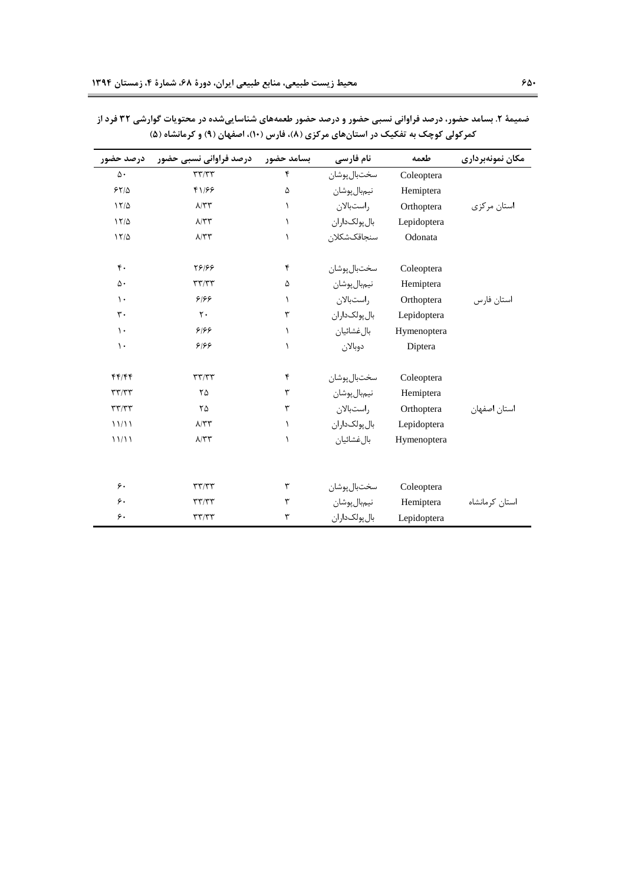**ضمیمهٔ ۲. بسامد حضور، درصد فراوانی نسبی حضور و درصد حضور طعمه‌های شناسایی‌شده در محتویات گوارشی ۳۲ فرد از کمرکولی کوچک به تفکیک در استان‌های مرکزی (۸)، فارس (۱۰)، اصفهان (۹) و کرمانشاه (۵)**

| مکان نمونه‌برداری | طعمه | نام فارسی | بسامد حضور | درصد فراوانی نسبی حضور | درصد حضور |
|---|---|---|---|---|---|
| استان مرکزی | Coleoptera | سخت‌بال‌پوشان | ۴ | ۳۳/۳۳ | ۵۰ |
| | Hemiptera | نیم‌بال‌پوشان | ۵ | ۴۱/۶۶ | ۶۲/۵ |
| | Orthoptera | راست‌بالان | ۱ | ۸/۳۳ | ۱۲/۵ |
| | Lepidoptera | بال‌پولک‌داران | ۱ | ۸/۳۳ | ۱۲/۵ |
| | Odonata | سنجاقک‌شکلان | ۱ | ۸/۳۳ | ۱۲/۵ |
| استان فارس | Coleoptera | سخت‌بال‌پوشان | ۴ | ۲۶/۶۶ | ۴۰ |
| | Hemiptera | نیم‌بال‌پوشان | ۵ | ۳۳/۳۳ | ۵۰ |
| | Orthoptera | راست‌بالان | ۱ | ۶/۶۶ | ۱۰ |
| | Lepidoptera | بال‌پولک‌داران | ۳ | ۲۰ | ۳۰ |
| | Hymenoptera | بال‌غشائیان | ۱ | ۶/۶۶ | ۱۰ |
| | Diptera | دوبالان | ۱ | ۶/۶۶ | ۱۰ |
| استان اصفهان | Coleoptera | سخت‌بال‌پوشان | ۴ | ۳۳/۳۳ | ۴۴/۴۴ |
| | Hemiptera | نیم‌بال‌پوشان | ۳ | ۲۵ | ۳۳/۳۳ |
| | Orthoptera | راست‌بالان | ۳ | ۲۵ | ۳۳/۳۳ |
| | Lepidoptera | بال‌پولک‌داران | ۱ | ۸/۳۳ | ۱۱/۱۱ |
| | Hymenoptera | بال‌غشائیان | ۱ | ۸/۳۳ | ۱۱/۱۱ |
| استان کرمانشاه | Coleoptera | سخت‌بال‌پوشان | ۳ | ۳۳/۳۳ | ۶۰ |
| | Hemiptera | نیم‌بال‌پوشان | ۳ | ۳۳/۳۳ | ۶۰ |
| | Lepidoptera | بال‌پولک‌داران | ۳ | ۳۳/۳۳ | ۶۰ |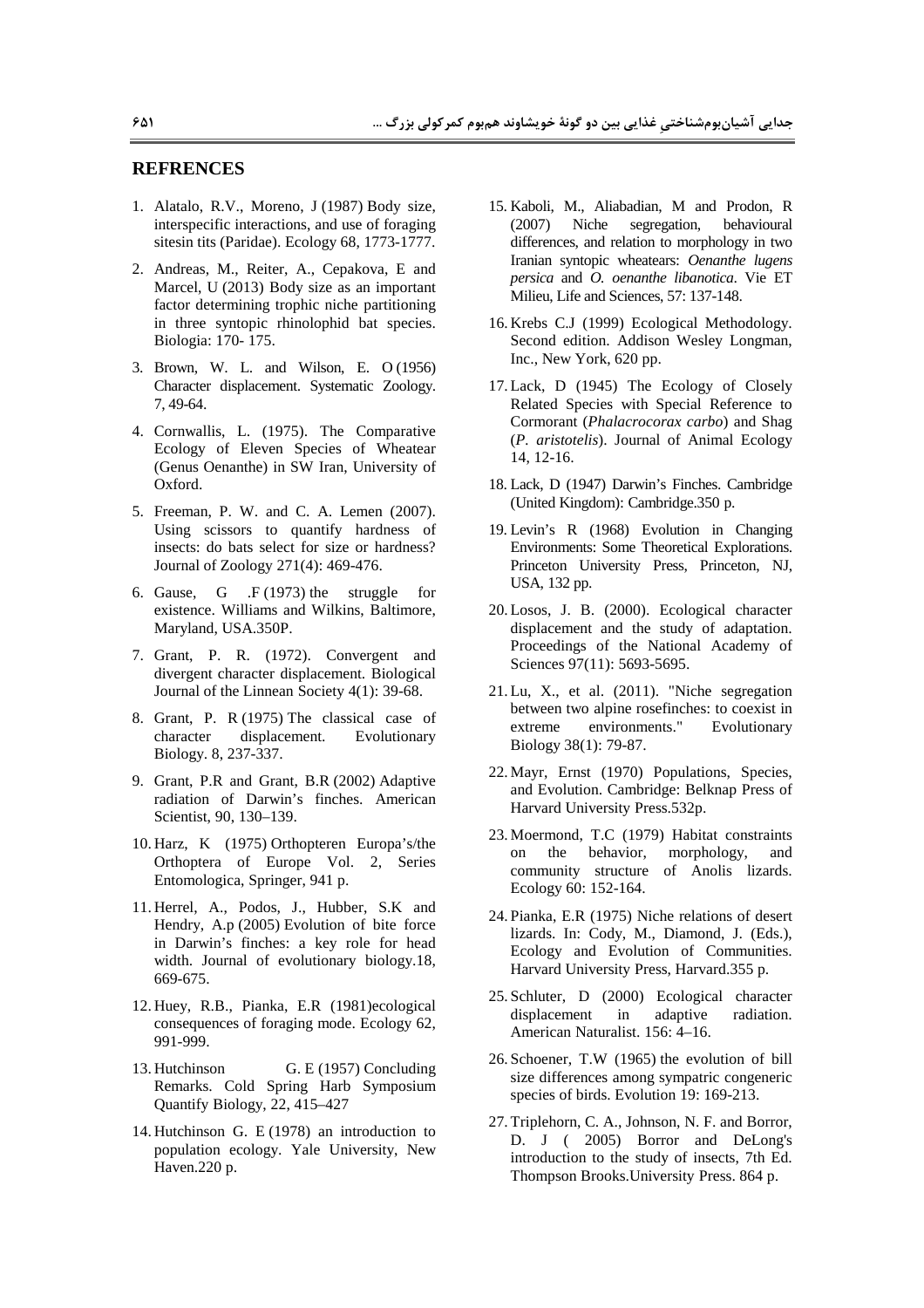## REFRENCES

1. Alatalo, R.V., Moreno, J (1987) Body size, interspecific interactions, and use of foraging sitesin tits (Paridae). Ecology 68, 1773-1777.
2. Andreas, M., Reiter, A., Cepakova, E and Marcel, U (2013) Body size as an important factor determining trophic niche partitioning in three syntopic rhinolophid bat species. Biologia: 170- 175.
3. Brown, W. L. and Wilson, E. O (1956) Character displacement. Systematic Zoology. 7, 49-64.
4. Cornwallis, L. (1975). The Comparative Ecology of Eleven Species of Wheatear (Genus Oenanthe) in SW Iran, University of Oxford.
5. Freeman, P. W. and C. A. Lemen (2007). Using scissors to quantify hardness of insects: do bats select for size or hardness? Journal of Zoology 271(4): 469-476.
6. Gause, G .F (1973) the struggle for existence. Williams and Wilkins, Baltimore, Maryland, USA.350P.
7. Grant, P. R. (1972). Convergent and divergent character displacement. Biological Journal of the Linnean Society 4(1): 39-68.
8. Grant, P. R (1975) The classical case of character displacement. Evolutionary Biology. 8, 237-337.
9. Grant, P.R and Grant, B.R (2002) Adaptive radiation of Darwin's finches. American Scientist, 90, 130–139.
10. Harz, K (1975) Orthopteren Europa's/the Orthoptera of Europe Vol. 2, Series Entomologica, Springer, 941 p.
11. Herrel, A., Podos, J., Hubber, S.K and Hendry, A.p (2005) Evolution of bite force in Darwin's finches: a key role for head width. Journal of evolutionary biology.18, 669-675.
12. Huey, R.B., Pianka, E.R (1981)ecological consequences of foraging mode. Ecology 62, 991-999.
13. Hutchinson G. E (1957) Concluding Remarks. Cold Spring Harb Symposium Quantify Biology, 22, 415–427
14. Hutchinson G. E (1978) an introduction to population ecology. Yale University, New Haven.220 p.
15. Kaboli, M., Aliabadian, M and Prodon, R (2007) Niche segregation, behavioural differences, and relation to morphology in two Iranian syntopic wheatears: *Oenanthe lugens persica* and *O. oenanthe libanotica*. Vie ET Milieu, Life and Sciences, 57: 137-148.
16. Krebs C.J (1999) Ecological Methodology. Second edition. Addison Wesley Longman, Inc., New York, 620 pp.
17. Lack, D (1945) The Ecology of Closely Related Species with Special Reference to Cormorant (*Phalacrocorax carbo*) and Shag (*P. aristotelis*). Journal of Animal Ecology 14, 12-16.
18. Lack, D (1947) Darwin's Finches. Cambridge (United Kingdom): Cambridge.350 p.
19. Levin's R (1968) Evolution in Changing Environments: Some Theoretical Explorations. Princeton University Press, Princeton, NJ, USA, 132 pp.
20. Losos, J. B. (2000). Ecological character displacement and the study of adaptation. Proceedings of the National Academy of Sciences 97(11): 5693-5695.
21. Lu, X., et al. (2011). "Niche segregation between two alpine rosefinches: to coexist in extreme environments." Evolutionary Biology 38(1): 79-87.
22. Mayr, Ernst (1970) Populations, Species, and Evolution. Cambridge: Belknap Press of Harvard University Press.532p.
23. Moermond, T.C (1979) Habitat constraints on the behavior, morphology, and community structure of Anolis lizards. Ecology 60: 152-164.
24. Pianka, E.R (1975) Niche relations of desert lizards. In: Cody, M., Diamond, J. (Eds.), Ecology and Evolution of Communities. Harvard University Press, Harvard.355 p.
25. Schluter, D (2000) Ecological character displacement in adaptive radiation. American Naturalist. 156: 4–16.
26. Schoener, T.W (1965) the evolution of bill size differences among sympatric congeneric species of birds. Evolution 19: 169-213.
27. Triplehorn, C. A., Johnson, N. F. and Borror, D. J ( 2005) Borror and DeLong's introduction to the study of insects, 7th Ed. Thompson Brooks.University Press. 864 p.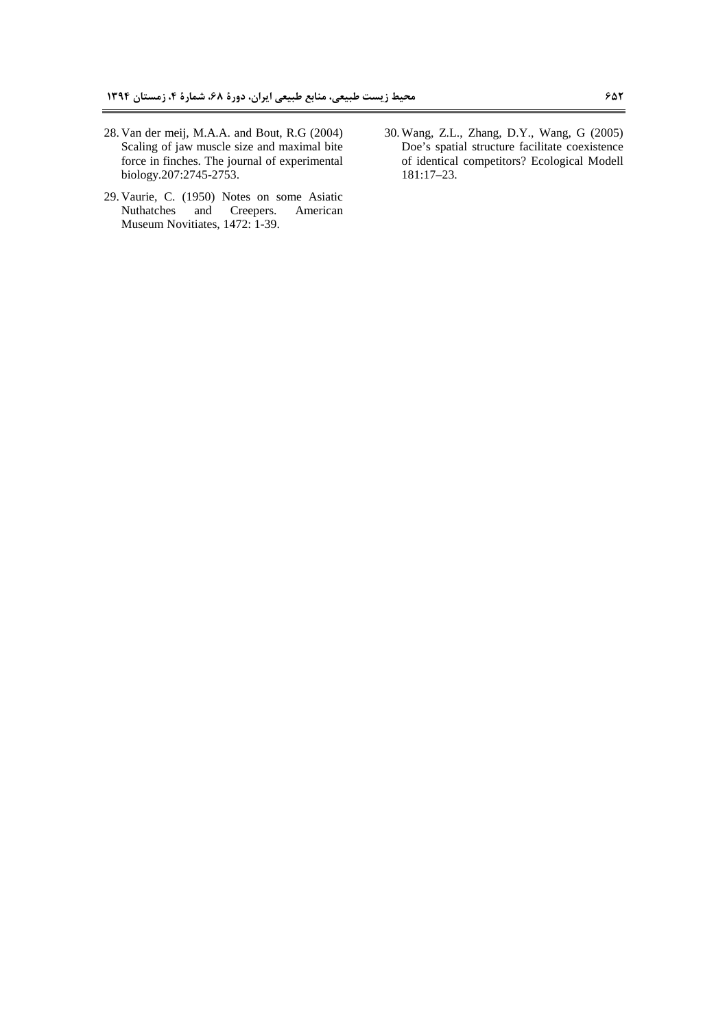28. Van der meij, M.A.A. and Bout, R.G (2004) Scaling of jaw muscle size and maximal bite force in finches. The journal of experimental biology.207:2745-2753.

29. Vaurie, C. (1950) Notes on some Asiatic Nuthatches and Creepers. American Museum Novitiates, 1472: 1-39.

30. Wang, Z.L., Zhang, D.Y., Wang, G (2005) Doe's spatial structure facilitate coexistence of identical competitors? Ecological Modell 181:17–23.